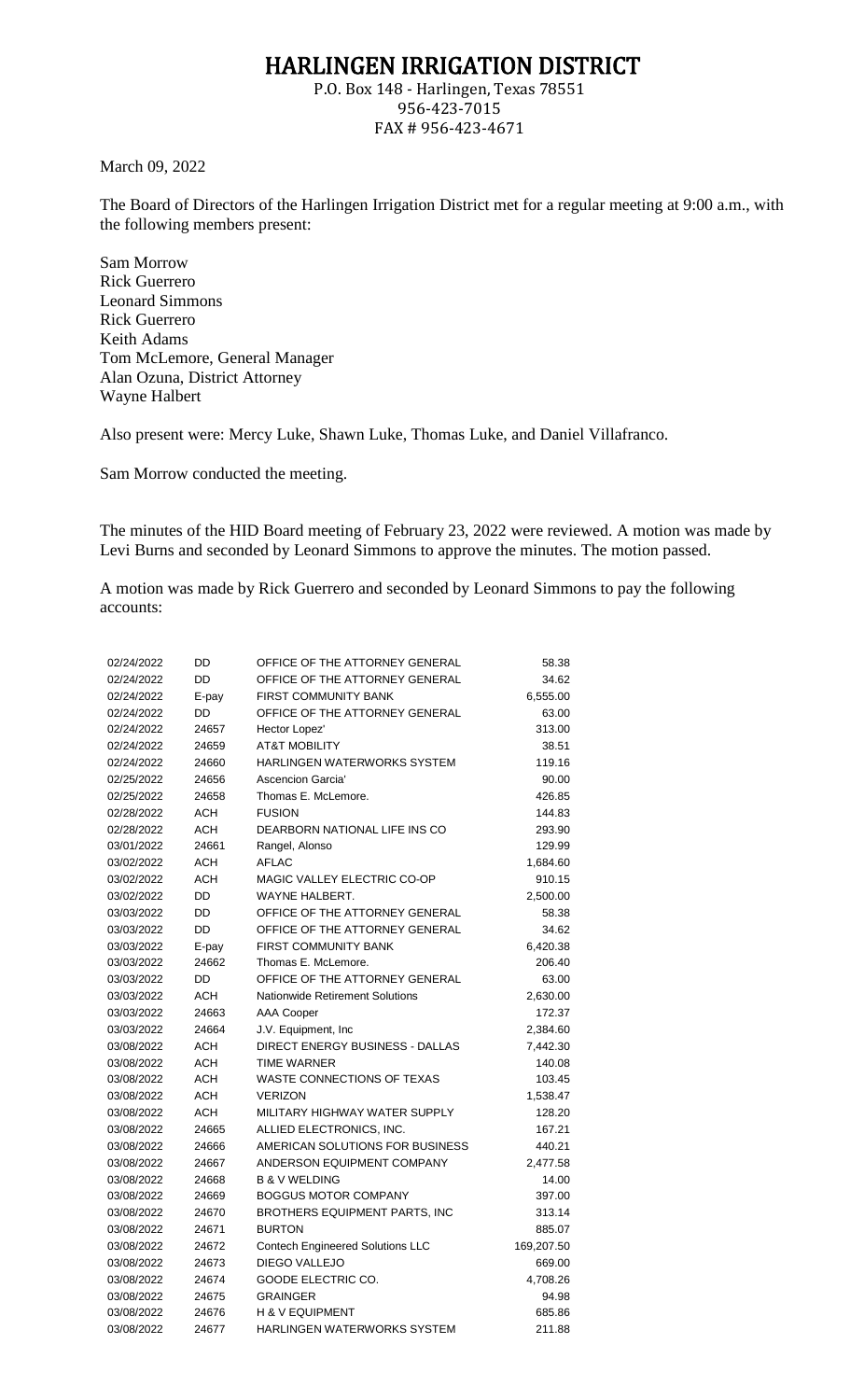# HARLINGEN IRRIGATION DISTRICT

P.O. Box 148 - Harlingen, Texas 78551
956-423-7015
FAX # 956-423-4671

March 09, 2022

The Board of Directors of the Harlingen Irrigation District met for a regular meeting at 9:00 a.m., with the following members present:

Sam Morrow
Rick Guerrero
Leonard Simmons
Rick Guerrero
Keith Adams
Tom McLemore, General Manager
Alan Ozuna, District Attorney
Wayne Halbert

Also present were: Mercy Luke, Shawn Luke, Thomas Luke, and Daniel Villafranco.

Sam Morrow conducted the meeting.

The minutes of the HID Board meeting of February 23, 2022 were reviewed. A motion was made by Levi Burns and seconded by Leonard Simmons to approve the minutes. The motion passed.

A motion was made by Rick Guerrero and seconded by Leonard Simmons to pay the following accounts:

| | | | |
|---|---|---|---|
| 02/24/2022 | DD | OFFICE OF THE ATTORNEY GENERAL | 58.38 |
| 02/24/2022 | DD | OFFICE OF THE ATTORNEY GENERAL | 34.62 |
| 02/24/2022 | E-pay | FIRST COMMUNITY BANK | 6,555.00 |
| 02/24/2022 | DD | OFFICE OF THE ATTORNEY GENERAL | 63.00 |
| 02/24/2022 | 24657 | Hector Lopez' | 313.00 |
| 02/24/2022 | 24659 | AT&T MOBILITY | 38.51 |
| 02/24/2022 | 24660 | HARLINGEN WATERWORKS SYSTEM | 119.16 |
| 02/25/2022 | 24656 | Ascencion Garcia' | 90.00 |
| 02/25/2022 | 24658 | Thomas E. McLemore. | 426.85 |
| 02/28/2022 | ACH | FUSION | 144.83 |
| 02/28/2022 | ACH | DEARBORN NATIONAL LIFE INS CO | 293.90 |
| 03/01/2022 | 24661 | Rangel, Alonso | 129.99 |
| 03/02/2022 | ACH | AFLAC | 1,684.60 |
| 03/02/2022 | ACH | MAGIC VALLEY ELECTRIC CO-OP | 910.15 |
| 03/02/2022 | DD | WAYNE HALBERT. | 2,500.00 |
| 03/03/2022 | DD | OFFICE OF THE ATTORNEY GENERAL | 58.38 |
| 03/03/2022 | DD | OFFICE OF THE ATTORNEY GENERAL | 34.62 |
| 03/03/2022 | E-pay | FIRST COMMUNITY BANK | 6,420.38 |
| 03/03/2022 | 24662 | Thomas E. McLemore. | 206.40 |
| 03/03/2022 | DD | OFFICE OF THE ATTORNEY GENERAL | 63.00 |
| 03/03/2022 | ACH | Nationwide Retirement Solutions | 2,630.00 |
| 03/03/2022 | 24663 | AAA Cooper | 172.37 |
| 03/03/2022 | 24664 | J.V. Equipment, Inc | 2,384.60 |
| 03/08/2022 | ACH | DIRECT ENERGY BUSINESS - DALLAS | 7,442.30 |
| 03/08/2022 | ACH | TIME WARNER | 140.08 |
| 03/08/2022 | ACH | WASTE CONNECTIONS OF TEXAS | 103.45 |
| 03/08/2022 | ACH | VERIZON | 1,538.47 |
| 03/08/2022 | ACH | MILITARY HIGHWAY WATER SUPPLY | 128.20 |
| 03/08/2022 | 24665 | ALLIED ELECTRONICS, INC. | 167.21 |
| 03/08/2022 | 24666 | AMERICAN SOLUTIONS FOR BUSINESS | 440.21 |
| 03/08/2022 | 24667 | ANDERSON EQUIPMENT COMPANY | 2,477.58 |
| 03/08/2022 | 24668 | B & V WELDING | 14.00 |
| 03/08/2022 | 24669 | BOGGUS MOTOR COMPANY | 397.00 |
| 03/08/2022 | 24670 | BROTHERS EQUIPMENT PARTS, INC | 313.14 |
| 03/08/2022 | 24671 | BURTON | 885.07 |
| 03/08/2022 | 24672 | Contech Engineered Solutions LLC | 169,207.50 |
| 03/08/2022 | 24673 | DIEGO VALLEJO | 669.00 |
| 03/08/2022 | 24674 | GOODE ELECTRIC CO. | 4,708.26 |
| 03/08/2022 | 24675 | GRAINGER | 94.98 |
| 03/08/2022 | 24676 | H & V EQUIPMENT | 685.86 |
| 03/08/2022 | 24677 | HARLINGEN WATERWORKS SYSTEM | 211.88 |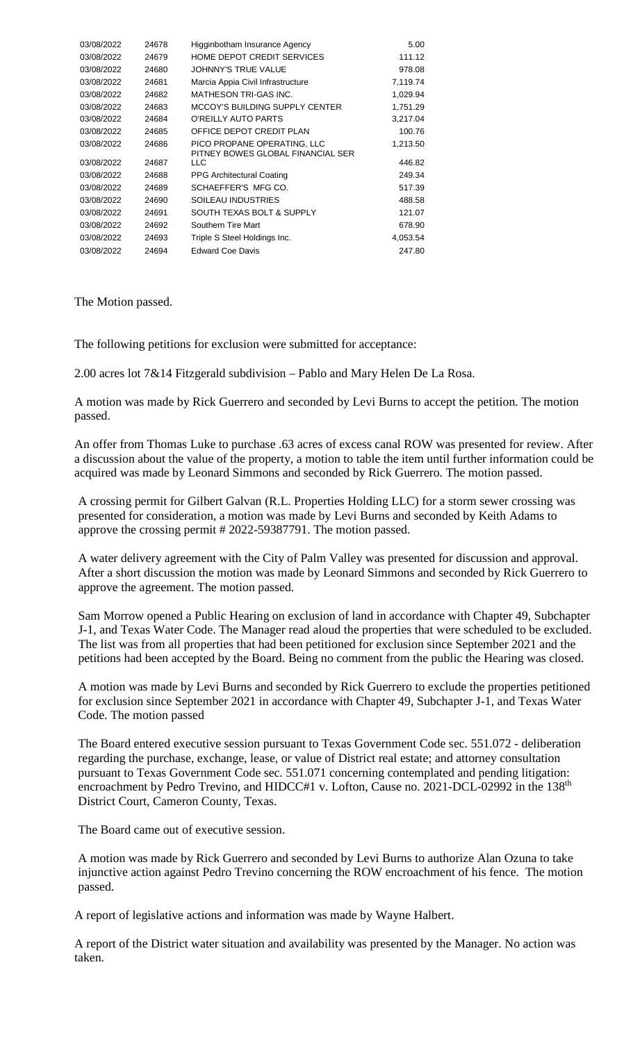| | | | |
|---|---|---|---|
| 03/08/2022 | 24678 | Higginbotham Insurance Agency | 5.00 |
| 03/08/2022 | 24679 | HOME DEPOT CREDIT SERVICES | 111.12 |
| 03/08/2022 | 24680 | JOHNNY'S TRUE VALUE | 978.08 |
| 03/08/2022 | 24681 | Marcia Appia Civil Infrastructure | 7,119.74 |
| 03/08/2022 | 24682 | MATHESON TRI-GAS INC. | 1,029.94 |
| 03/08/2022 | 24683 | MCCOY'S BUILDING SUPPLY CENTER | 1,751.29 |
| 03/08/2022 | 24684 | O'REILLY AUTO PARTS | 3,217.04 |
| 03/08/2022 | 24685 | OFFICE DEPOT CREDIT PLAN | 100.76 |
| 03/08/2022 | 24686 | PICO PROPANE OPERATING, LLC | 1,213.50 |
| 03/08/2022 | 24687 | PITNEY BOWES GLOBAL FINANCIAL SER LLC | 446.82 |
| 03/08/2022 | 24688 | PPG Architectural Coating | 249.34 |
| 03/08/2022 | 24689 | SCHAEFFER'S MFG CO. | 517.39 |
| 03/08/2022 | 24690 | SOILEAU INDUSTRIES | 488.58 |
| 03/08/2022 | 24691 | SOUTH TEXAS BOLT & SUPPLY | 121.07 |
| 03/08/2022 | 24692 | Southern Tire Mart | 678.90 |
| 03/08/2022 | 24693 | Triple S Steel Holdings Inc. | 4,053.54 |
| 03/08/2022 | 24694 | Edward Coe Davis | 247.80 |

The Motion passed.

The following petitions for exclusion were submitted for acceptance:

2.00 acres lot 7&14 Fitzgerald subdivision – Pablo and Mary Helen De La Rosa.

A motion was made by Rick Guerrero and seconded by Levi Burns to accept the petition. The motion passed.

An offer from Thomas Luke to purchase .63 acres of excess canal ROW was presented for review. After a discussion about the value of the property, a motion to table the item until further information could be acquired was made by Leonard Simmons and seconded by Rick Guerrero. The motion passed.

A crossing permit for Gilbert Galvan (R.L. Properties Holding LLC) for a storm sewer crossing was presented for consideration, a motion was made by Levi Burns and seconded by Keith Adams to approve the crossing permit # 2022-59387791. The motion passed.

A water delivery agreement with the City of Palm Valley was presented for discussion and approval. After a short discussion the motion was made by Leonard Simmons and seconded by Rick Guerrero to approve the agreement. The motion passed.

Sam Morrow opened a Public Hearing on exclusion of land in accordance with Chapter 49, Subchapter J-1, and Texas Water Code. The Manager read aloud the properties that were scheduled to be excluded. The list was from all properties that had been petitioned for exclusion since September 2021 and the petitions had been accepted by the Board. Being no comment from the public the Hearing was closed.

A motion was made by Levi Burns and seconded by Rick Guerrero to exclude the properties petitioned for exclusion since September 2021 in accordance with Chapter 49, Subchapter J-1, and Texas Water Code. The motion passed

The Board entered executive session pursuant to Texas Government Code sec. 551.072 - deliberation regarding the purchase, exchange, lease, or value of District real estate; and attorney consultation pursuant to Texas Government Code sec. 551.071 concerning contemplated and pending litigation: encroachment by Pedro Trevino, and HIDCC#1 v. Lofton, Cause no. 2021-DCL-02992 in the 138th District Court, Cameron County, Texas.

The Board came out of executive session.

A motion was made by Rick Guerrero and seconded by Levi Burns to authorize Alan Ozuna to take injunctive action against Pedro Trevino concerning the ROW encroachment of his fence. The motion passed.

A report of legislative actions and information was made by Wayne Halbert.

A report of the District water situation and availability was presented by the Manager. No action was taken.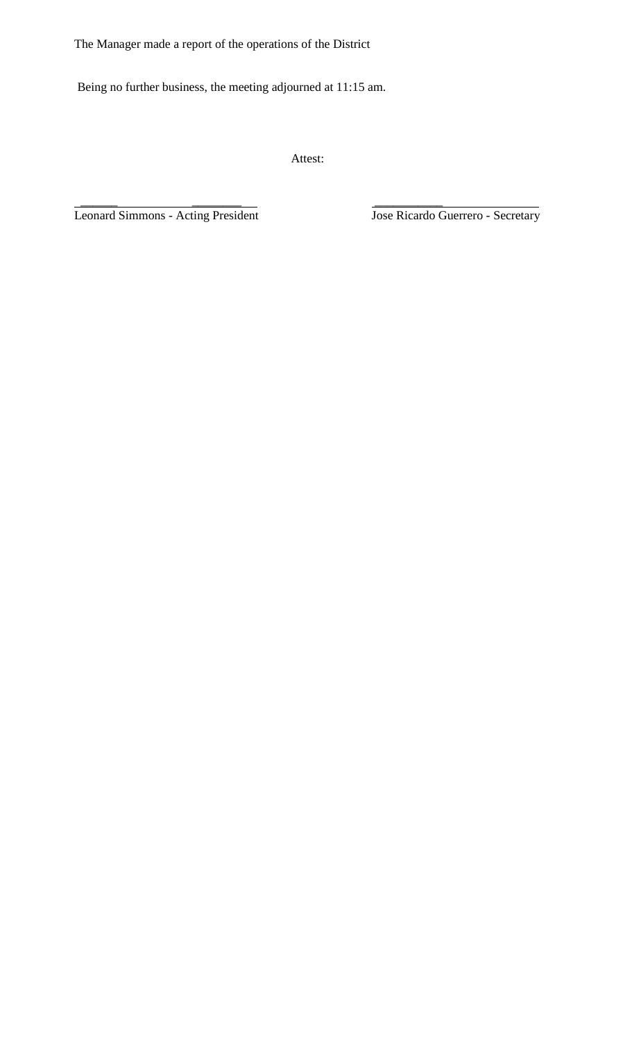The Manager made a report of the operations of the District

Being no further business, the meeting adjourned at 11:15 am.

Attest:

Leonard Simmons - Acting President

Jose Ricardo Guerrero - Secretary